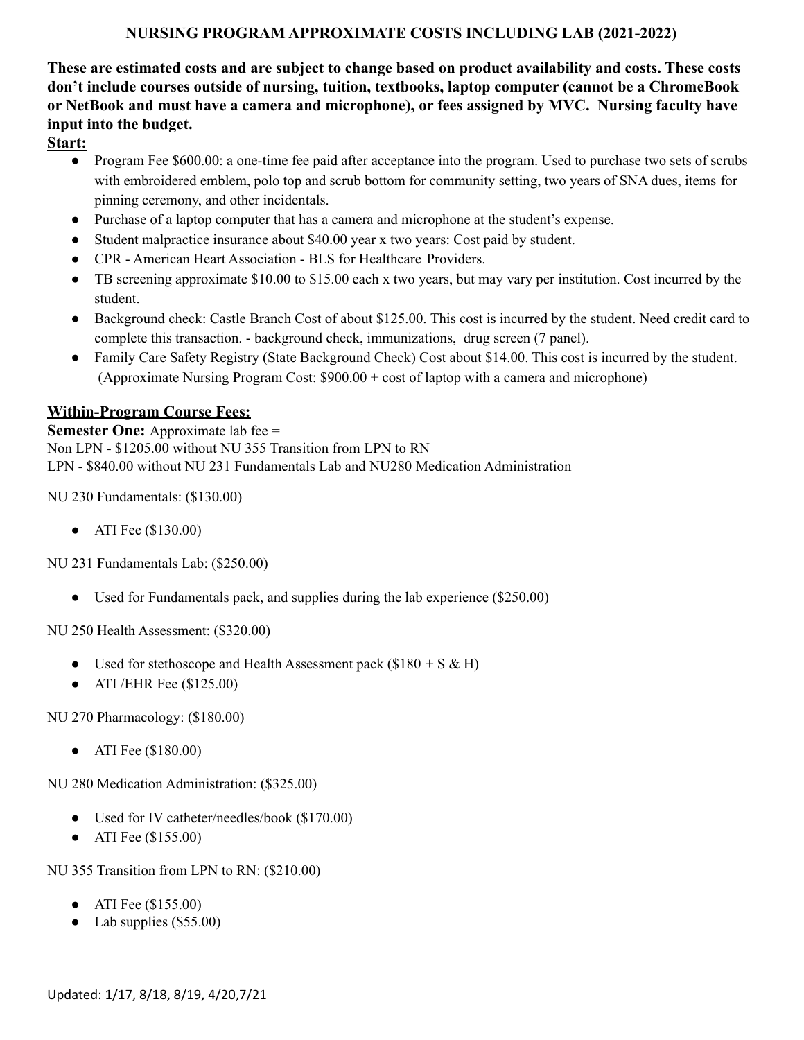# NURSING PROGRAM APPROXIMATE COSTS INCLUDING LAB (2021-2022)

**These are estimated costs and are subject to change based on product availability and costs. These costs don't include courses outside of nursing, tuition, textbooks, laptop computer (cannot be a ChromeBook or NetBook and must have a camera and microphone), or fees assigned by MVC. Nursing faculty have input into the budget.**

**<u>Start:</u>**

- Program Fee $600.00: a one-time fee paid after acceptance into the program. Used to purchase two sets of scrubs with embroidered emblem, polo top and scrub bottom for community setting, two years of SNA dues, items for pinning ceremony, and other incidentals.
- Purchase of a laptop computer that has a camera and microphone at the student's expense.
- Student malpractice insurance about $40.00 year x two years: Cost paid by student.
- CPR - American Heart Association - BLS for Healthcare Providers.
- TB screening approximate $10.00 to $15.00 each x two years, but may vary per institution. Cost incurred by the student.
- Background check: Castle Branch Cost of about $125.00. This cost is incurred by the student. Need credit card to complete this transaction. - background check, immunizations, drug screen (7 panel).
- Family Care Safety Registry (State Background Check) Cost about $14.00. This cost is incurred by the student. (Approximate Nursing Program Cost: $900.00 + cost of laptop with a camera and microphone)

## <u>Within-Program Course Fees:</u>

**Semester One:** Approximate lab fee =
Non LPN - $1205.00 without NU 355 Transition from LPN to RN
LPN - $840.00 without NU 231 Fundamentals Lab and NU280 Medication Administration

NU 230 Fundamentals: ($130.00)

- ATI Fee ($130.00)

NU 231 Fundamentals Lab: ($250.00)

- Used for Fundamentals pack, and supplies during the lab experience ($250.00)

NU 250 Health Assessment: ($320.00)

- Used for stethoscope and Health Assessment pack ($180 + S & H)
- ATI /EHR Fee ($125.00)

NU 270 Pharmacology: ($180.00)

- ATI Fee ($180.00)

NU 280 Medication Administration: ($325.00)

- Used for IV catheter/needles/book ($170.00)
- ATI Fee ($155.00)

NU 355 Transition from LPN to RN: ($210.00)

- ATI Fee ($155.00)
- Lab supplies ($55.00)

Updated: 1/17, 8/18, 8/19, 4/20,7/21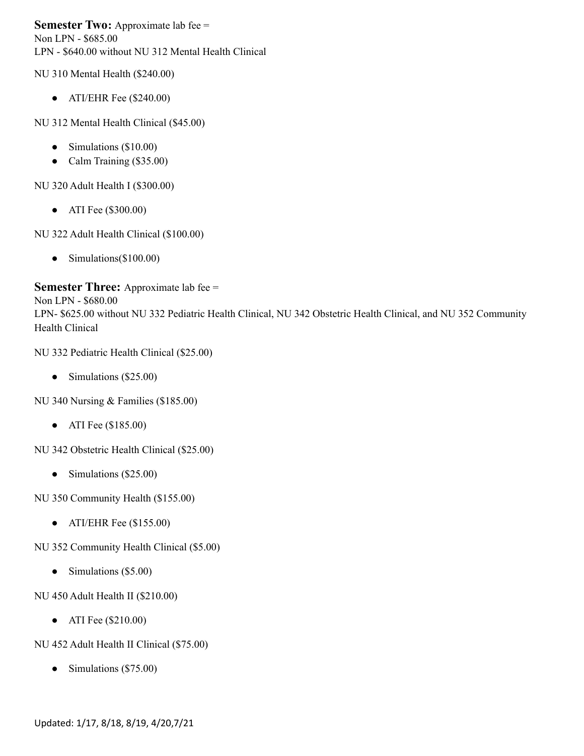**Semester Two:** Approximate lab fee =
Non LPN - $685.00
LPN - $640.00 without NU 312 Mental Health Clinical

NU 310 Mental Health ($240.00)

- ATI/EHR Fee ($240.00)

NU 312 Mental Health Clinical ($45.00)

- Simulations ($10.00)
- Calm Training ($35.00)

NU 320 Adult Health I ($300.00)

- ATI Fee ($300.00)

NU 322 Adult Health Clinical ($100.00)

- Simulations($100.00)

**Semester Three:** Approximate lab fee =
Non LPN - $680.00
LPN- $625.00 without NU 332 Pediatric Health Clinical, NU 342 Obstetric Health Clinical, and NU 352 Community Health Clinical

NU 332 Pediatric Health Clinical ($25.00)

- Simulations ($25.00)

NU 340 Nursing & Families ($185.00)

- ATI Fee ($185.00)

NU 342 Obstetric Health Clinical ($25.00)

- Simulations ($25.00)

NU 350 Community Health ($155.00)

- ATI/EHR Fee ($155.00)

NU 352 Community Health Clinical ($5.00)

- Simulations ($5.00)

NU 450 Adult Health II ($210.00)

- ATI Fee ($210.00)

NU 452 Adult Health II Clinical ($75.00)

- Simulations ($75.00)

Updated: 1/17, 8/18, 8/19, 4/20,7/21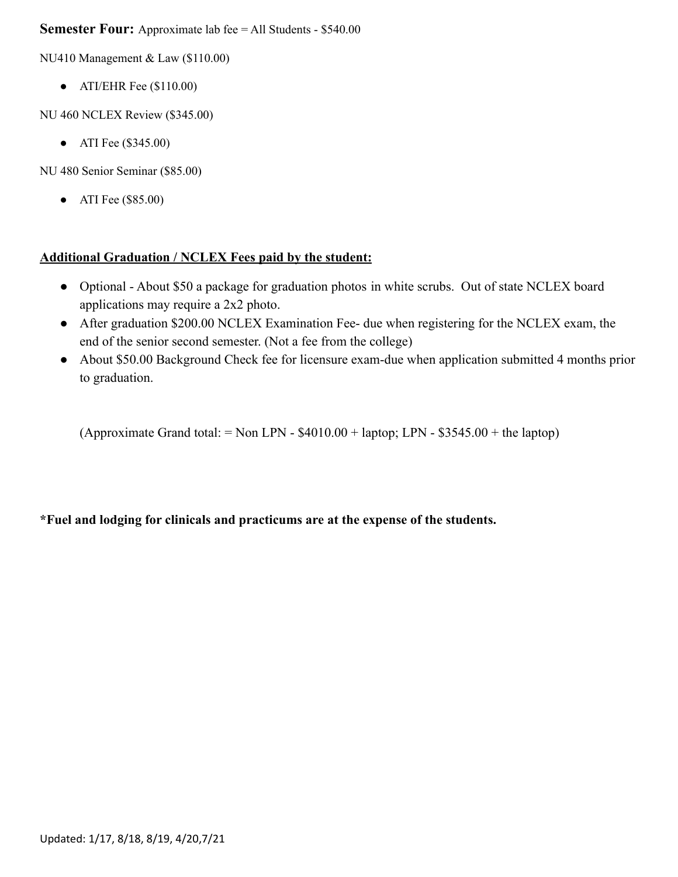**Semester Four:** Approximate lab fee = All Students - $540.00

NU410 Management & Law ($110.00)

- ATI/EHR Fee ($110.00)

NU 460 NCLEX Review ($345.00)

- ATI Fee ($345.00)

NU 480 Senior Seminar ($85.00)

- ATI Fee ($85.00)

**Additional Graduation / NCLEX Fees paid by the student:**

- Optional - About $50 a package for graduation photos in white scrubs. Out of state NCLEX board applications may require a 2x2 photo.
- After graduation $200.00 NCLEX Examination Fee- due when registering for the NCLEX exam, the end of the senior second semester. (Not a fee from the college)
- About $50.00 Background Check fee for licensure exam-due when application submitted 4 months prior to graduation.

(Approximate Grand total: = Non LPN - $4010.00 + laptop; LPN - $3545.00 + the laptop)

**\*Fuel and lodging for clinicals and practicums are at the expense of the students.**

Updated: 1/17, 8/18, 8/19, 4/20,7/21